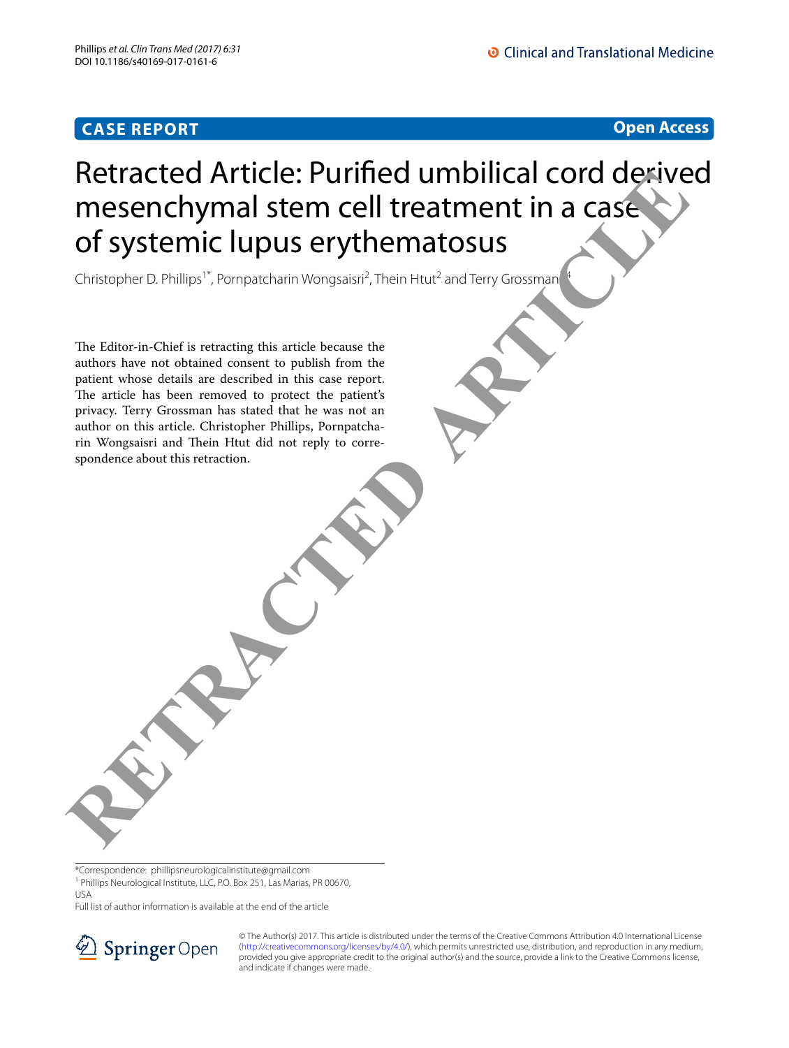CASE REPORT

Open Access

# Retracted Article: Purified umbilical cord derived mesenchymal stem cell treatment in a case of systemic lupus erythematosus

Christopher D. Phillips[1*], Pornpatcharin Wongsaisri[2], Thein Htut[2] and Terry Grossman[3,4]

The Editor-in-Chief is retracting this article because the authors have not obtained consent to publish from the patient whose details are described in this case report. The article has been removed to protect the patient's privacy. Terry Grossman has stated that he was not an author on this article. Christopher Phillips, Pornpatcharin Wongsaisri and Thein Htut did not reply to correspondence about this retraction.

*Correspondence: phillipsneurologicalinstitute@gmail.com

[1] Phillips Neurological Institute, LLC, P.O. Box 251, Las Marias, PR 00670, USA

Full list of author information is available at the end of the article

© The Author(s) 2017. This article is distributed under the terms of the Creative Commons Attribution 4.0 International License (http://creativecommons.org/licenses/by/4.0/), which permits unrestricted use, distribution, and reproduction in any medium, provided you give appropriate credit to the original author(s) and the source, provide a link to the Creative Commons license, and indicate if changes were made.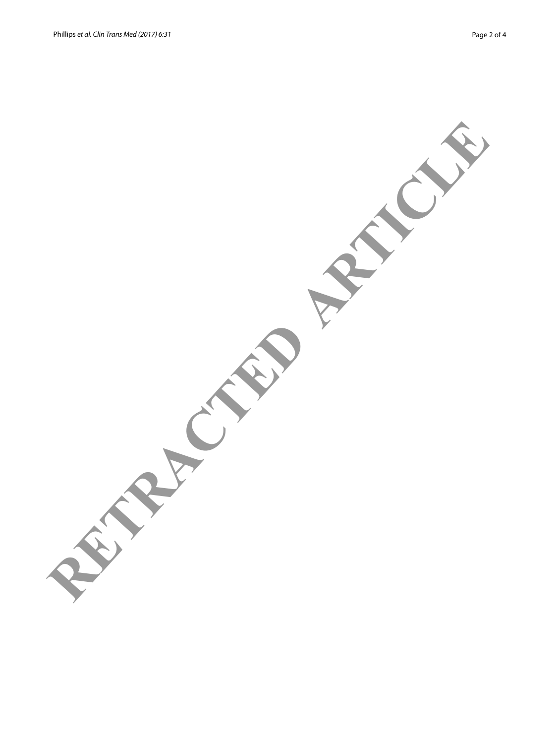RETRACTED ARTICLE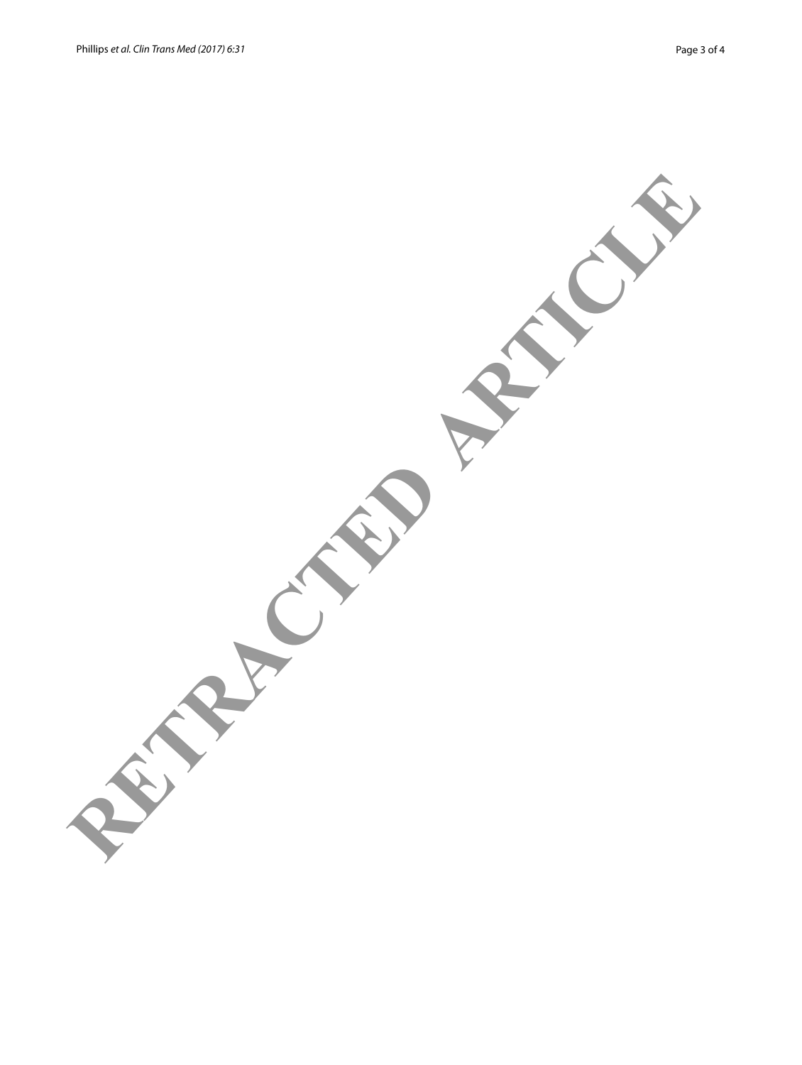RETRACTED ARTICLE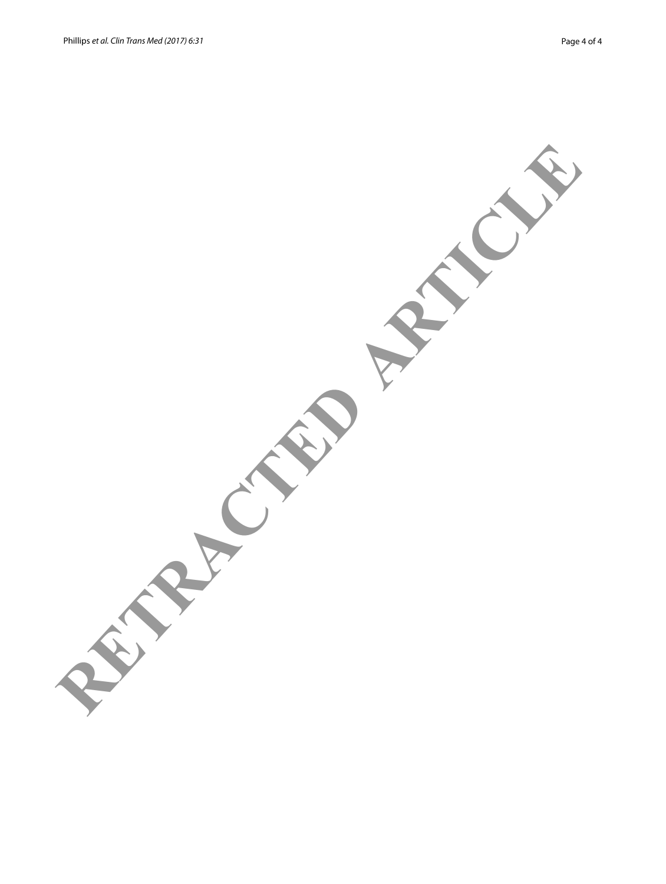RETRACTED ARTICLE